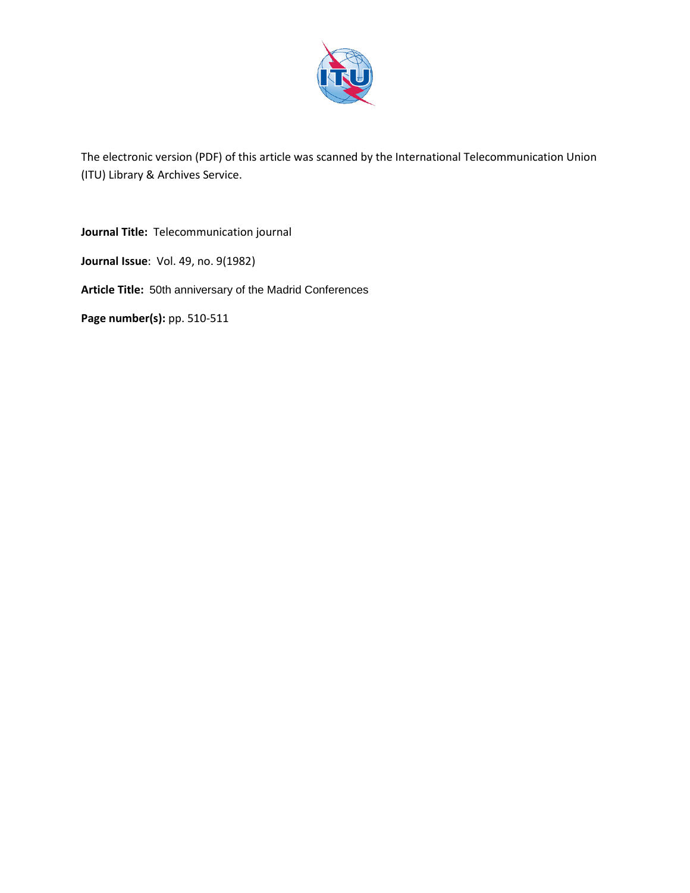The electronic version (PDF) of this article was scanned by the International Telecommunication Union (ITU) Library & Archives Service.

**Journal Title:** Telecommunication journal

**Journal Issue**: Vol. 49, no. 9(1982)

**Article Title:** 50th anniversary of the Madrid Conferences

**Page number(s):** pp. 510-511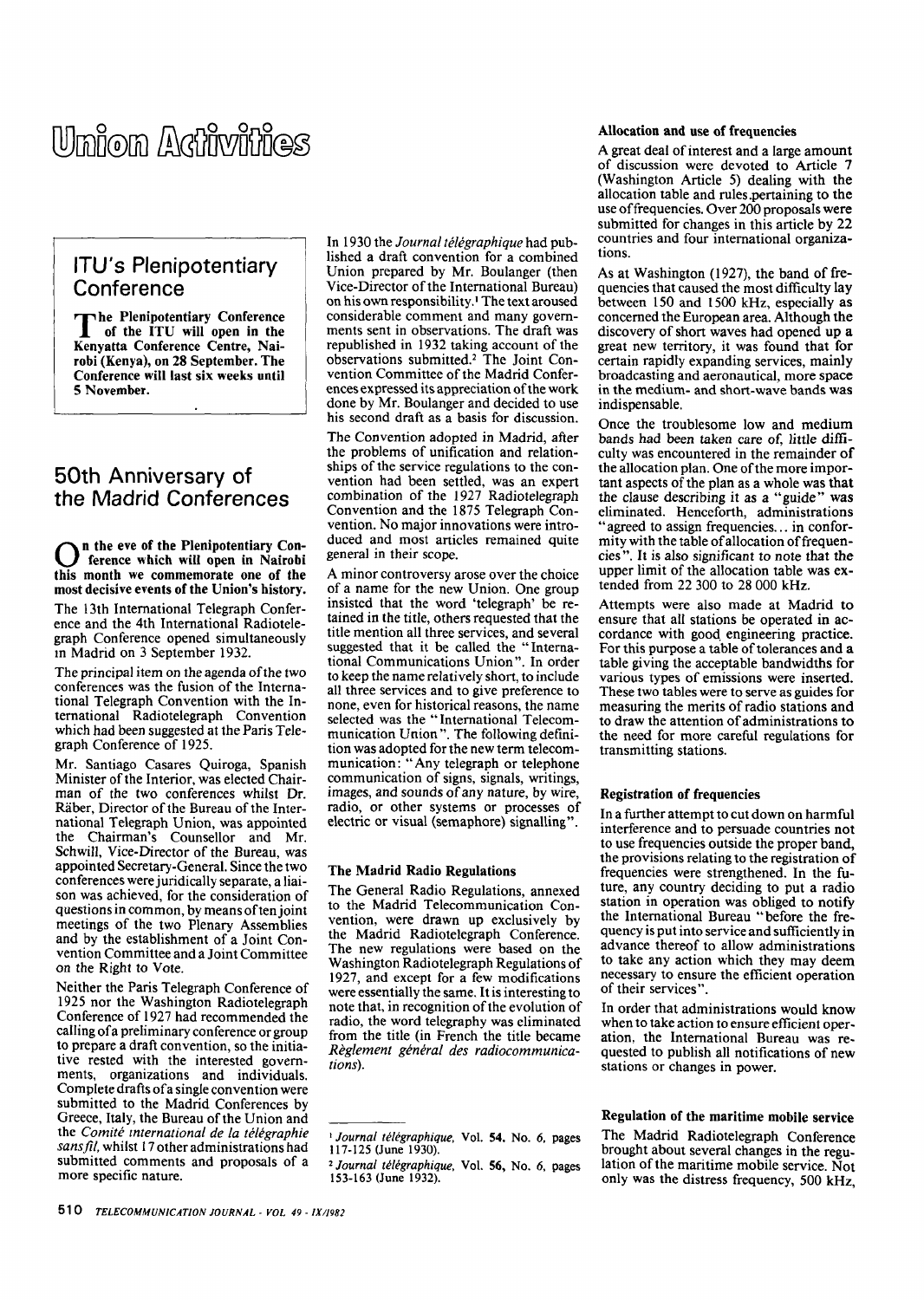# Union Activities

## ITU's Plenipotentiary Conference

**The Plenipotentiary Conference of the ITU will open in the Kenyatta Conference Centre, Nairobi (Kenya), on 28 September. The Conference will last six weeks until 5 November.**

## 50th Anniversary of the Madrid Conferences

**On the eve of the Plenipotentiary Conference which will open in Nairobi this month we commemorate one of the most decisive events of the Union's history.**

The 13th International Telegraph Conference and the 4th International Radiotelegraph Conference opened simultaneously in Madrid on 3 September 1932.

The principal item on the agenda of the two conferences was the fusion of the International Telegraph Convention with the International Radiotelegraph Convention which had been suggested at the Paris Telegraph Conference of 1925.

Mr. Santiago Casares Quiroga, Spanish Minister of the Interior, was elected Chairman of the two conferences whilst Dr. Räber, Director of the Bureau of the International Telegraph Union, was appointed the Chairman's Counsellor and Mr. Schwill, Vice-Director of the Bureau, was appointed Secretary-General. Since the two conferences were juridically separate, a liaison was achieved, for the consideration of questions in common, by means of ten joint meetings of the two Plenary Assemblies and by the establishment of a Joint Convention Committee and a Joint Committee on the Right to Vote.

Neither the Paris Telegraph Conference of 1925 nor the Washington Radiotelegraph Conference of 1927 had recommended the calling of a preliminary conference or group to prepare a draft convention, so the initiative rested with the interested governments, organizations and individuals. Complete drafts of a single convention were submitted to the Madrid Conferences by Greece, Italy, the Bureau of the Union and the *Comité international de la télégraphie sans fil*, whilst 17 other administrations had submitted comments and proposals of a more specific nature.

In 1930 the *Journal télégraphique* had published a draft convention for a combined Union prepared by Mr. Boulanger (then Vice-Director of the International Bureau) on his own responsibility.[1] The text aroused considerable comment and many governments sent in observations. The draft was republished in 1932 taking account of the observations submitted.[2] The Joint Convention Committee of the Madrid Conferences expressed its appreciation of the work done by Mr. Boulanger and decided to use his second draft as a basis for discussion.

The Convention adopted in Madrid, after the problems of unification and relationships of the service regulations to the convention had been settled, was an expert combination of the 1927 Radiotelegraph Convention and the 1875 Telegraph Convention. No major innovations were introduced and most articles remained quite general in their scope.

A minor controversy arose over the choice of a name for the new Union. One group insisted that the word 'telegraph' be retained in the title, others requested that the title mention all three services, and several suggested that it be called the "International Communications Union". In order to keep the name relatively short, to include all three services and to give preference to none, even for historical reasons, the name selected was the "International Telecommunication Union". The following definition was adopted for the new term telecommunication: "Any telegraph or telephone communication of signs, signals, writings, images, and sounds of any nature, by wire, radio, or other systems or processes of electric or visual (semaphore) signalling".

### The Madrid Radio Regulations

The General Radio Regulations, annexed to the Madrid Telecommunication Convention, were drawn up exclusively by the Madrid Radiotelegraph Conference. The new regulations were based on the Washington Radiotelegraph Regulations of 1927, and except for a few modifications were essentially the same. It is interesting to note that, in recognition of the evolution of radio, the word telegraphy was eliminated from the title (in French the title became *Règlement général des radiocommunications*).

[1] *Journal télégraphique*, Vol. 54, No. 6, pages 117-125 (June 1930).

[2] *Journal télégraphique*, Vol. 56, No. 6, pages 153-163 (June 1932).

### Allocation and use of frequencies

A great deal of interest and a large amount of discussion were devoted to Article 7 (Washington Article 5) dealing with the allocation table and rules pertaining to the use of frequencies. Over 200 proposals were submitted for changes in this article by 22 countries and four international organizations.

As at Washington (1927), the band of frequencies that caused the most difficulty lay between 150 and 1500 kHz, especially as concerned the European area. Although the discovery of short waves had opened up a great new territory, it was found that for certain rapidly expanding services, mainly broadcasting and aeronautical, more space in the medium- and short-wave bands was indispensable.

Once the troublesome low and medium bands had been taken care of, little difficulty was encountered in the remainder of the allocation plan. One of the more important aspects of the plan as a whole was that the clause describing it as a "guide" was eliminated. Henceforth, administrations "agreed to assign frequencies... in conformity with the table of allocation of frequencies". It is also significant to note that the upper limit of the allocation table was extended from 22 300 to 28 000 kHz.

Attempts were also made at Madrid to ensure that all stations be operated in accordance with good engineering practice. For this purpose a table of tolerances and a table giving the acceptable bandwidths for various types of emissions were inserted. These two tables were to serve as guides for measuring the merits of radio stations and to draw the attention of administrations to the need for more careful regulations for transmitting stations.

### Registration of frequencies

In a further attempt to cut down on harmful interference and to persuade countries not to use frequencies outside the proper band, the provisions relating to the registration of frequencies were strengthened. In the future, any country deciding to put a radio station in operation was obliged to notify the International Bureau "before the frequency is put into service and sufficiently in advance thereof to allow administrations to take any action which they may deem necessary to ensure the efficient operation of their services".

In order that administrations would know when to take action to ensure efficient operation, the International Bureau was requested to publish all notifications of new stations or changes in power.

### Regulation of the maritime mobile service

The Madrid Radiotelegraph Conference brought about several changes in the regulation of the maritime mobile service. Not only was the distress frequency, 500 kHz,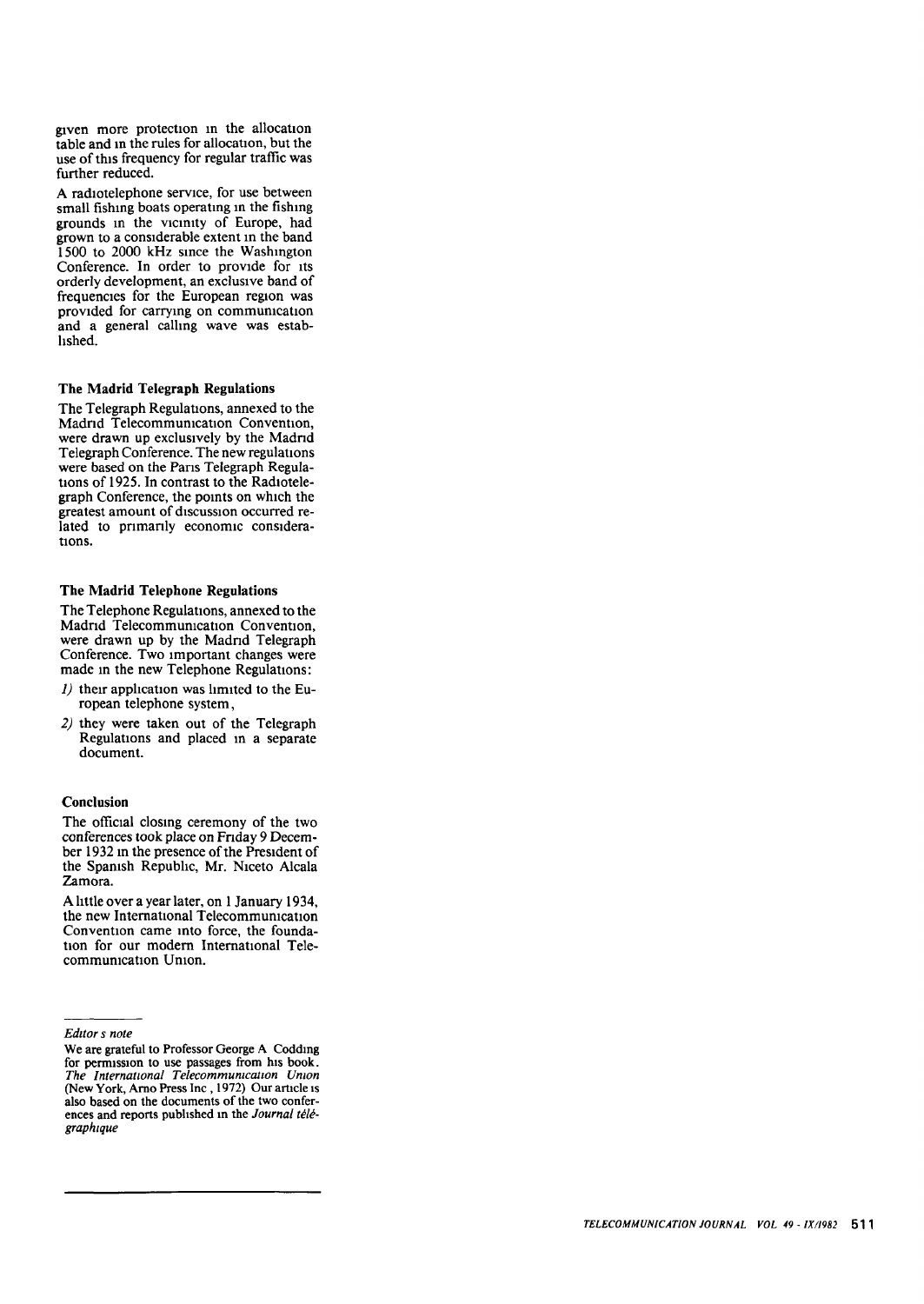given more protection in the allocation table and in the rules for allocation, but the use of this frequency for regular traffic was further reduced.

A radiotelephone service, for use between small fishing boats operating in the fishing grounds in the vicinity of Europe, had grown to a considerable extent in the band 1500 to 2000 kHz since the Washington Conference. In order to provide for its orderly development, an exclusive band of frequencies for the European region was provided for carrying on communication and a general calling wave was established.

### The Madrid Telegraph Regulations

The Telegraph Regulations, annexed to the Madrid Telecommunication Convention, were drawn up exclusively by the Madrid Telegraph Conference. The new regulations were based on the Paris Telegraph Regulations of 1925. In contrast to the Radiotelegraph Conference, the points on which the greatest amount of discussion occurred related to primarily economic considerations.

### The Madrid Telephone Regulations

The Telephone Regulations, annexed to the Madrid Telecommunication Convention, were drawn up by the Madrid Telegraph Conference. Two important changes were made in the new Telephone Regulations:

*1)* their application was limited to the European telephone system,

*2)* they were taken out of the Telegraph Regulations and placed in a separate document.

### Conclusion

The official closing ceremony of the two conferences took place on Friday 9 December 1932 in the presence of the President of the Spanish Republic, Mr. Niceto Alcala Zamora.

A little over a year later, on 1 January 1934, the new International Telecommunication Convention came into force, the foundation for our modern International Telecommunication Union.

---

*Editor's note*

We are grateful to Professor George A. Codding for permission to use passages from his book. *The International Telecommunication Union* (New York, Arno Press Inc., 1972). Our article is also based on the documents of the two conferences and reports published in the *Journal télégraphique*.